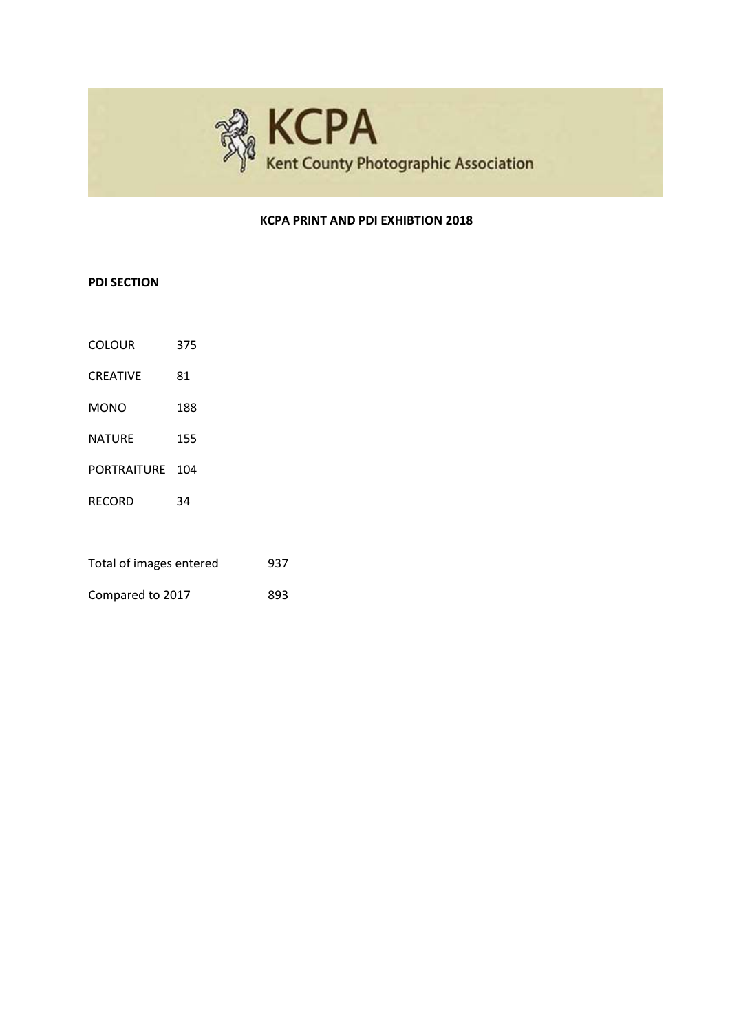# KCPA

Kent County Photographic Association

**KCPA PRINT AND PDI EXHIBTION 2018**

**PDI SECTION**

| | |
|---|---|
| COLOUR | 375 |
| CREATIVE | 81 |
| MONO | 188 |
| NATURE | 155 |
| PORTRAITURE | 104 |
| RECORD | 34 |

| | |
|---|---|
| Total of images entered | 937 |
| Compared to 2017 | 893 |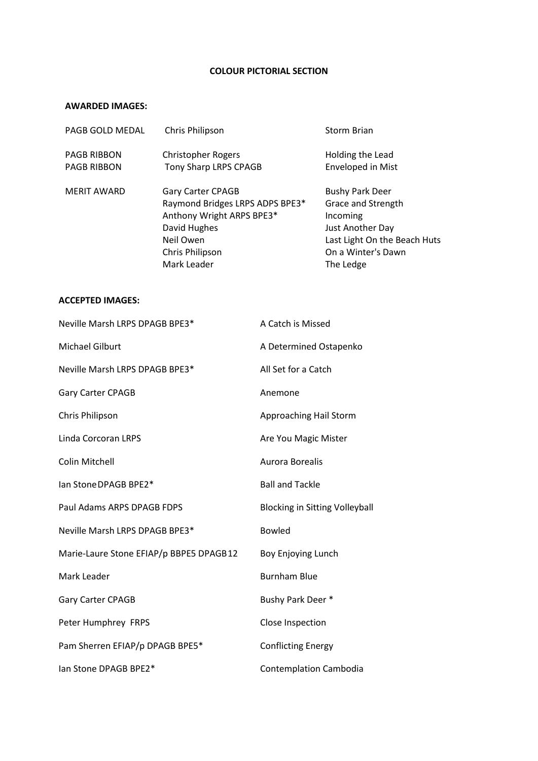**COLOUR PICTORIAL SECTION**

**AWARDED IMAGES:**

| | | |
|---|---|---|
| PAGB GOLD MEDAL | Chris Philipson | Storm Brian |
| PAGB RIBBON | Christopher Rogers | Holding the Lead |
| PAGB RIBBON | Tony Sharp LRPS CPAGB | Enveloped in Mist |
| MERIT AWARD | Gary Carter CPAGB | Bushy Park Deer |
| | Raymond Bridges LRPS ADPS BPE3* | Grace and Strength |
| | Anthony Wright ARPS BPE3* | Incoming |
| | David Hughes | Just Another Day |
| | Neil Owen | Last Light On the Beach Huts |
| | Chris Philipson | On a Winter's Dawn |
| | Mark Leader | The Ledge |

**ACCEPTED IMAGES:**

| | |
|---|---|
| Neville Marsh LRPS DPAGB BPE3* | A Catch is Missed |
| Michael Gilburt | A Determined Ostapenko |
| Neville Marsh LRPS DPAGB BPE3* | All Set for a Catch |
| Gary Carter CPAGB | Anemone |
| Chris Philipson | Approaching Hail Storm |
| Linda Corcoran LRPS | Are You Magic Mister |
| Colin Mitchell | Aurora Borealis |
| Ian Stone DPAGB BPE2* | Ball and Tackle |
| Paul Adams ARPS DPAGB FDPS | Blocking in Sitting Volleyball |
| Neville Marsh LRPS DPAGB BPE3* | Bowled |
| Marie-Laure Stone EFIAP/p BBPE5 DPAGB12 | Boy Enjoying Lunch |
| Mark Leader | Burnham Blue |
| Gary Carter CPAGB | Bushy Park Deer * |
| Peter Humphrey FRPS | Close Inspection |
| Pam Sherren EFIAP/p DPAGB BPE5* | Conflicting Energy |
| Ian Stone DPAGB BPE2* | Contemplation Cambodia |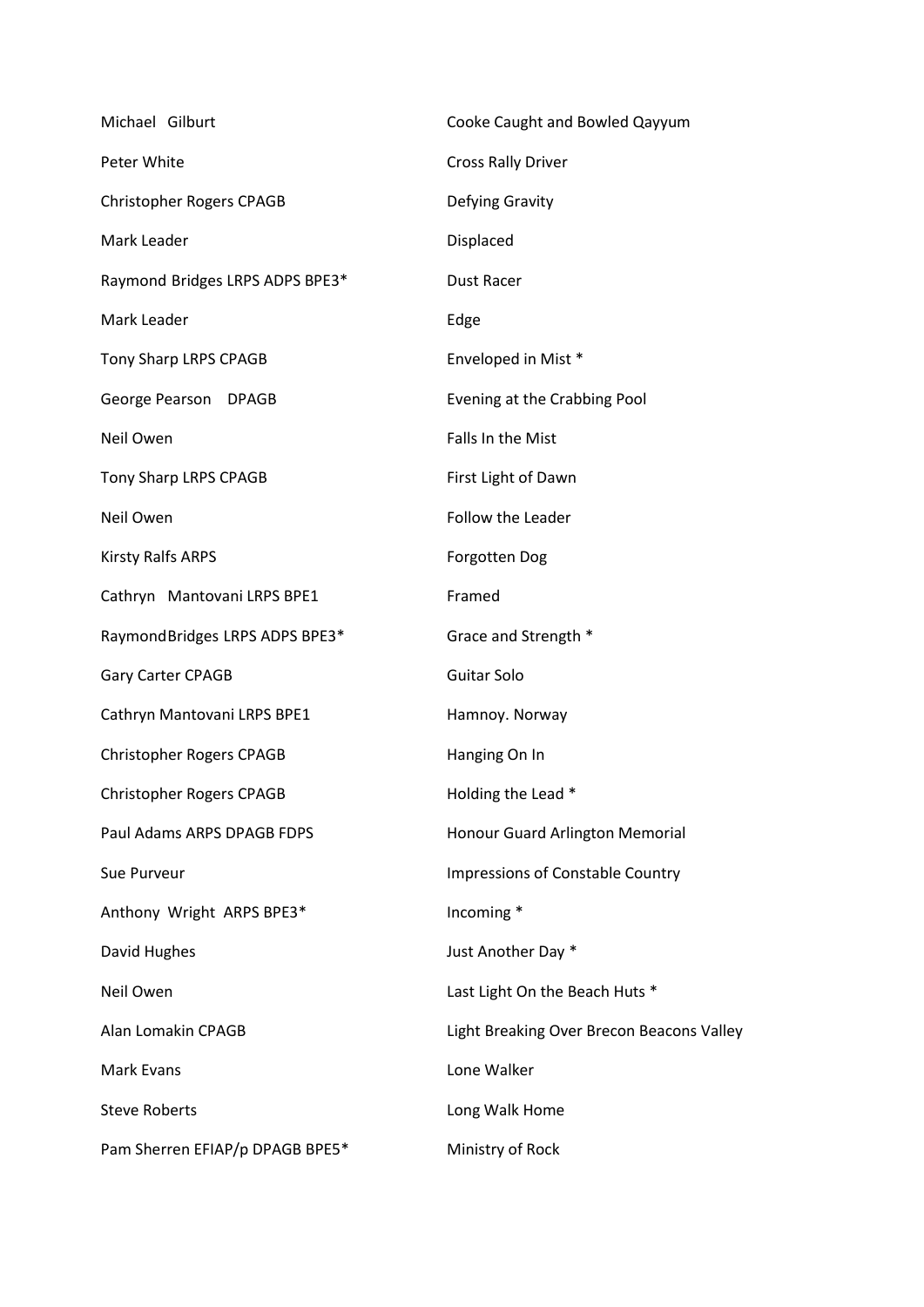| | |
|---|---|
| Michael Gilburt | Cooke Caught and Bowled Qayyum |
| Peter White | Cross Rally Driver |
| Christopher Rogers CPAGB | Defying Gravity |
| Mark Leader | Displaced |
| Raymond Bridges LRPS ADPS BPE3* | Dust Racer |
| Mark Leader | Edge |
| Tony Sharp LRPS CPAGB | Enveloped in Mist * |
| George Pearson DPAGB | Evening at the Crabbing Pool |
| Neil Owen | Falls In the Mist |
| Tony Sharp LRPS CPAGB | First Light of Dawn |
| Neil Owen | Follow the Leader |
| Kirsty Ralfs ARPS | Forgotten Dog |
| Cathryn Mantovani LRPS BPE1 | Framed |
| RaymondBridges LRPS ADPS BPE3* | Grace and Strength * |
| Gary Carter CPAGB | Guitar Solo |
| Cathryn Mantovani LRPS BPE1 | Hamnoy. Norway |
| Christopher Rogers CPAGB | Hanging On In |
| Christopher Rogers CPAGB | Holding the Lead * |
| Paul Adams ARPS DPAGB FDPS | Honour Guard Arlington Memorial |
| Sue Purveur | Impressions of Constable Country |
| Anthony Wright ARPS BPE3* | Incoming * |
| David Hughes | Just Another Day * |
| Neil Owen | Last Light On the Beach Huts * |
| Alan Lomakin CPAGB | Light Breaking Over Brecon Beacons Valley |
| Mark Evans | Lone Walker |
| Steve Roberts | Long Walk Home |
| Pam Sherren EFIAP/p DPAGB BPE5* | Ministry of Rock |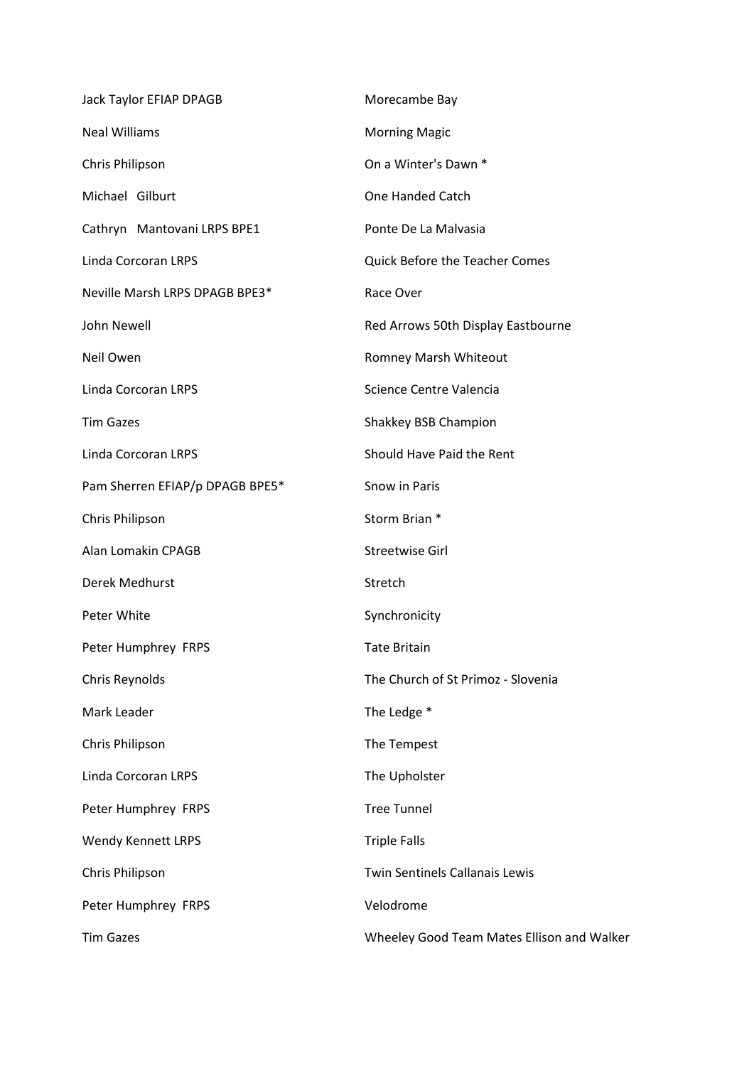| | |
|---|---|
| Jack Taylor EFIAP DPAGB | Morecambe Bay |
| Neal Williams | Morning Magic |
| Chris Philipson | On a Winter's Dawn * |
| Michael Gilburt | One Handed Catch |
| Cathryn Mantovani LRPS BPE1 | Ponte De La Malvasia |
| Linda Corcoran LRPS | Quick Before the Teacher Comes |
| Neville Marsh LRPS DPAGB BPE3* | Race Over |
| John Newell | Red Arrows 50th Display Eastbourne |
| Neil Owen | Romney Marsh Whiteout |
| Linda Corcoran LRPS | Science Centre Valencia |
| Tim Gazes | Shakkey BSB Champion |
| Linda Corcoran LRPS | Should Have Paid the Rent |
| Pam Sherren EFIAP/p DPAGB BPE5* | Snow in Paris |
| Chris Philipson | Storm Brian * |
| Alan Lomakin CPAGB | Streetwise Girl |
| Derek Medhurst | Stretch |
| Peter White | Synchronicity |
| Peter Humphrey FRPS | Tate Britain |
| Chris Reynolds | The Church of St Primoz - Slovenia |
| Mark Leader | The Ledge * |
| Chris Philipson | The Tempest |
| Linda Corcoran LRPS | The Upholster |
| Peter Humphrey FRPS | Tree Tunnel |
| Wendy Kennett LRPS | Triple Falls |
| Chris Philipson | Twin Sentinels Callanais Lewis |
| Peter Humphrey FRPS | Velodrome |
| Tim Gazes | Wheeley Good Team Mates Ellison and Walker |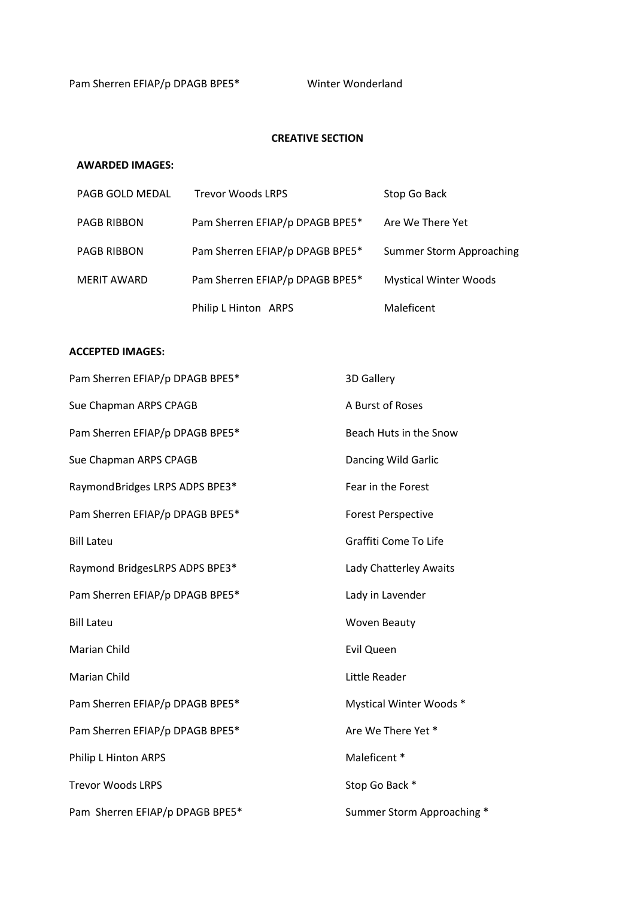Pam Sherren EFIAP/p DPAGB BPE5* Winter Wonderland

**CREATIVE SECTION**

**AWARDED IMAGES:**

| | | |
|---|---|---|
| PAGB GOLD MEDAL | Trevor Woods LRPS | Stop Go Back |
| PAGB RIBBON | Pam Sherren EFIAP/p DPAGB BPE5* | Are We There Yet |
| PAGB RIBBON | Pam Sherren EFIAP/p DPAGB BPE5* | Summer Storm Approaching |
| MERIT AWARD | Pam Sherren EFIAP/p DPAGB BPE5* | Mystical Winter Woods |
| | Philip L Hinton ARPS | Maleficent |

**ACCEPTED IMAGES:**

| | |
|---|---|
| Pam Sherren EFIAP/p DPAGB BPE5* | 3D Gallery |
| Sue Chapman ARPS CPAGB | A Burst of Roses |
| Pam Sherren EFIAP/p DPAGB BPE5* | Beach Huts in the Snow |
| Sue Chapman ARPS CPAGB | Dancing Wild Garlic |
| RaymondBridges LRPS ADPS BPE3* | Fear in the Forest |
| Pam Sherren EFIAP/p DPAGB BPE5* | Forest Perspective |
| Bill Lateu | Graffiti Come To Life |
| Raymond BridgesLRPS ADPS BPE3* | Lady Chatterley Awaits |
| Pam Sherren EFIAP/p DPAGB BPE5* | Lady in Lavender |
| Bill Lateu | Woven Beauty |
| Marian Child | Evil Queen |
| Marian Child | Little Reader |
| Pam Sherren EFIAP/p DPAGB BPE5* | Mystical Winter Woods * |
| Pam Sherren EFIAP/p DPAGB BPE5* | Are We There Yet * |
| Philip L Hinton ARPS | Maleficent * |
| Trevor Woods LRPS | Stop Go Back * |
| Pam Sherren EFIAP/p DPAGB BPE5* | Summer Storm Approaching * |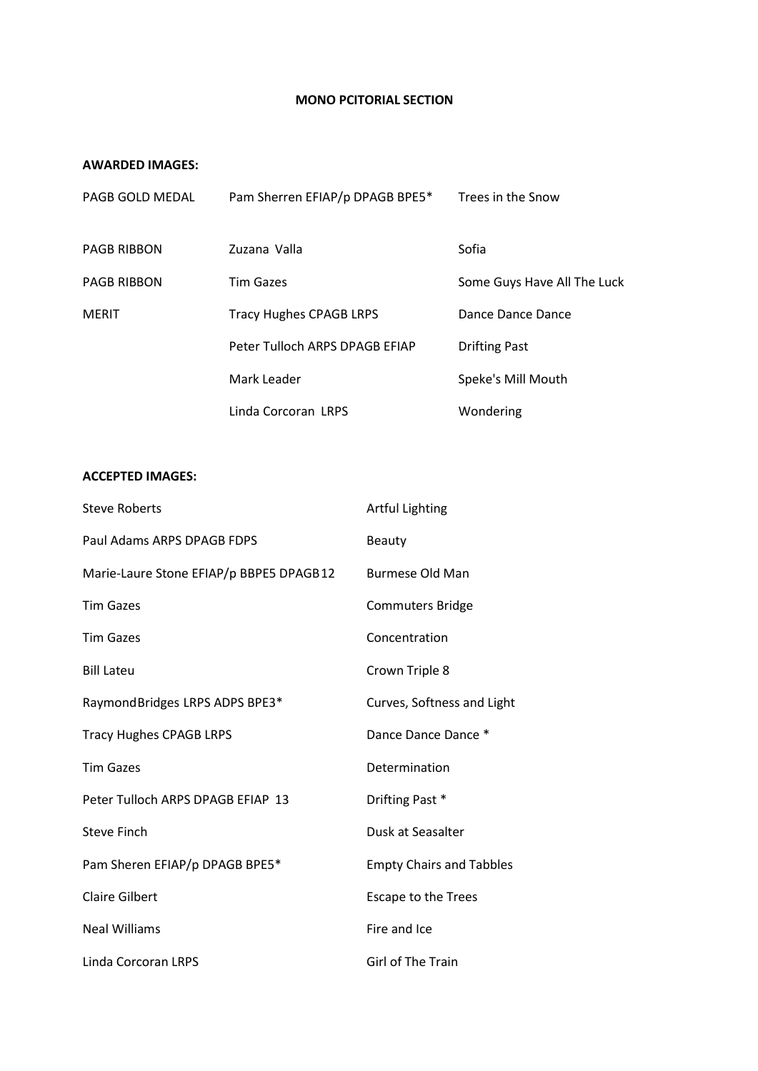**MONO PCITORIAL SECTION**

**AWARDED IMAGES:**

| | | |
|---|---|---|
| PAGB GOLD MEDAL | Pam Sherren EFIAP/p DPAGB BPE5* | Trees in the Snow |
| PAGB RIBBON | Zuzana Valla | Sofia |
| PAGB RIBBON | Tim Gazes | Some Guys Have All The Luck |
| MERIT | Tracy Hughes CPAGB LRPS | Dance Dance Dance |
| | Peter Tulloch ARPS DPAGB EFIAP | Drifting Past |
| | Mark Leader | Speke's Mill Mouth |
| | Linda Corcoran LRPS | Wondering |

**ACCEPTED IMAGES:**

| | |
|---|---|
| Steve Roberts | Artful Lighting |
| Paul Adams ARPS DPAGB FDPS | Beauty |
| Marie-Laure Stone EFIAP/p BBPE5 DPAGB12 | Burmese Old Man |
| Tim Gazes | Commuters Bridge |
| Tim Gazes | Concentration |
| Bill Lateu | Crown Triple 8 |
| RaymondBridges LRPS ADPS BPE3* | Curves, Softness and Light |
| Tracy Hughes CPAGB LRPS | Dance Dance Dance * |
| Tim Gazes | Determination |
| Peter Tulloch ARPS DPAGB EFIAP 13 | Drifting Past * |
| Steve Finch | Dusk at Seasalter |
| Pam Sheren EFIAP/p DPAGB BPE5* | Empty Chairs and Tabbles |
| Claire Gilbert | Escape to the Trees |
| Neal Williams | Fire and Ice |
| Linda Corcoran LRPS | Girl of The Train |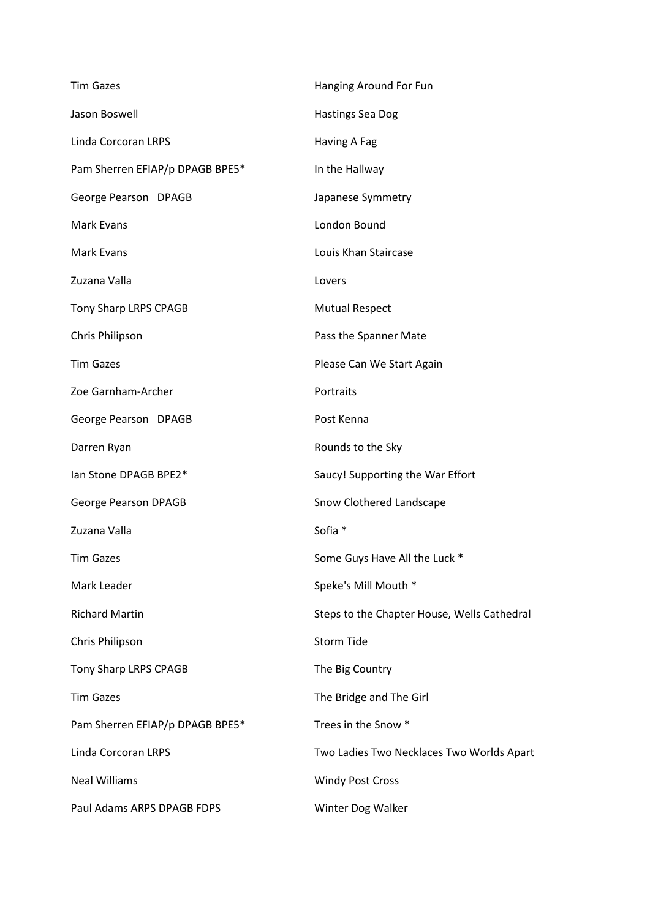| | |
|---|---|
| Tim Gazes | Hanging Around For Fun |
| Jason Boswell | Hastings Sea Dog |
| Linda Corcoran LRPS | Having A Fag |
| Pam Sherren EFIAP/p DPAGB BPE5* | In the Hallway |
| George Pearson DPAGB | Japanese Symmetry |
| Mark Evans | London Bound |
| Mark Evans | Louis Khan Staircase |
| Zuzana Valla | Lovers |
| Tony Sharp LRPS CPAGB | Mutual Respect |
| Chris Philipson | Pass the Spanner Mate |
| Tim Gazes | Please Can We Start Again |
| Zoe Garnham-Archer | Portraits |
| George Pearson DPAGB | Post Kenna |
| Darren Ryan | Rounds to the Sky |
| Ian Stone DPAGB BPE2* | Saucy! Supporting the War Effort |
| George Pearson DPAGB | Snow Clothered Landscape |
| Zuzana Valla | Sofia * |
| Tim Gazes | Some Guys Have All the Luck * |
| Mark Leader | Speke's Mill Mouth * |
| Richard Martin | Steps to the Chapter House, Wells Cathedral |
| Chris Philipson | Storm Tide |
| Tony Sharp LRPS CPAGB | The Big Country |
| Tim Gazes | The Bridge and The Girl |
| Pam Sherren EFIAP/p DPAGB BPE5* | Trees in the Snow * |
| Linda Corcoran LRPS | Two Ladies Two Necklaces Two Worlds Apart |
| Neal Williams | Windy Post Cross |
| Paul Adams ARPS DPAGB FDPS | Winter Dog Walker |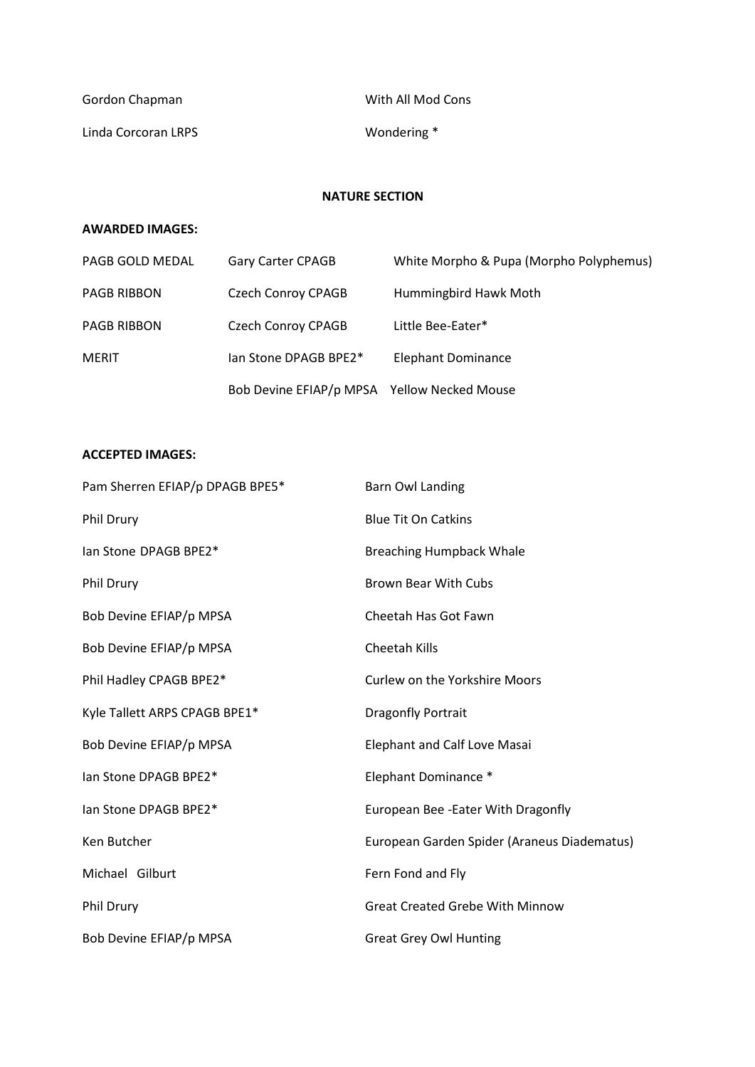| | |
|---|---|
| Gordon Chapman | With All Mod Cons |
| Linda Corcoran LRPS | Wondering * |

**NATURE SECTION**

**AWARDED IMAGES:**

| | | |
|---|---|---|
| PAGB GOLD MEDAL | Gary Carter CPAGB | White Morpho & Pupa (Morpho Polyphemus) |
| PAGB RIBBON | Czech Conroy CPAGB | Hummingbird Hawk Moth |
| PAGB RIBBON | Czech Conroy CPAGB | Little Bee-Eater* |
| MERIT | Ian Stone DPAGB BPE2* | Elephant Dominance |
| | Bob Devine EFIAP/p MPSA | Yellow Necked Mouse |

**ACCEPTED IMAGES:**

| | |
|---|---|
| Pam Sherren EFIAP/p DPAGB BPE5* | Barn Owl Landing |
| Phil Drury | Blue Tit On Catkins |
| Ian Stone DPAGB BPE2* | Breaching Humpback Whale |
| Phil Drury | Brown Bear With Cubs |
| Bob Devine EFIAP/p MPSA | Cheetah Has Got Fawn |
| Bob Devine EFIAP/p MPSA | Cheetah Kills |
| Phil Hadley CPAGB BPE2* | Curlew on the Yorkshire Moors |
| Kyle Tallett ARPS CPAGB BPE1* | Dragonfly Portrait |
| Bob Devine EFIAP/p MPSA | Elephant and Calf Love Masai |
| Ian Stone DPAGB BPE2* | Elephant Dominance * |
| Ian Stone DPAGB BPE2* | European Bee -Eater With Dragonfly |
| Ken Butcher | European Garden Spider (Araneus Diadematus) |
| Michael Gilburt | Fern Fond and Fly |
| Phil Drury | Great Created Grebe With Minnow |
| Bob Devine EFIAP/p MPSA | Great Grey Owl Hunting |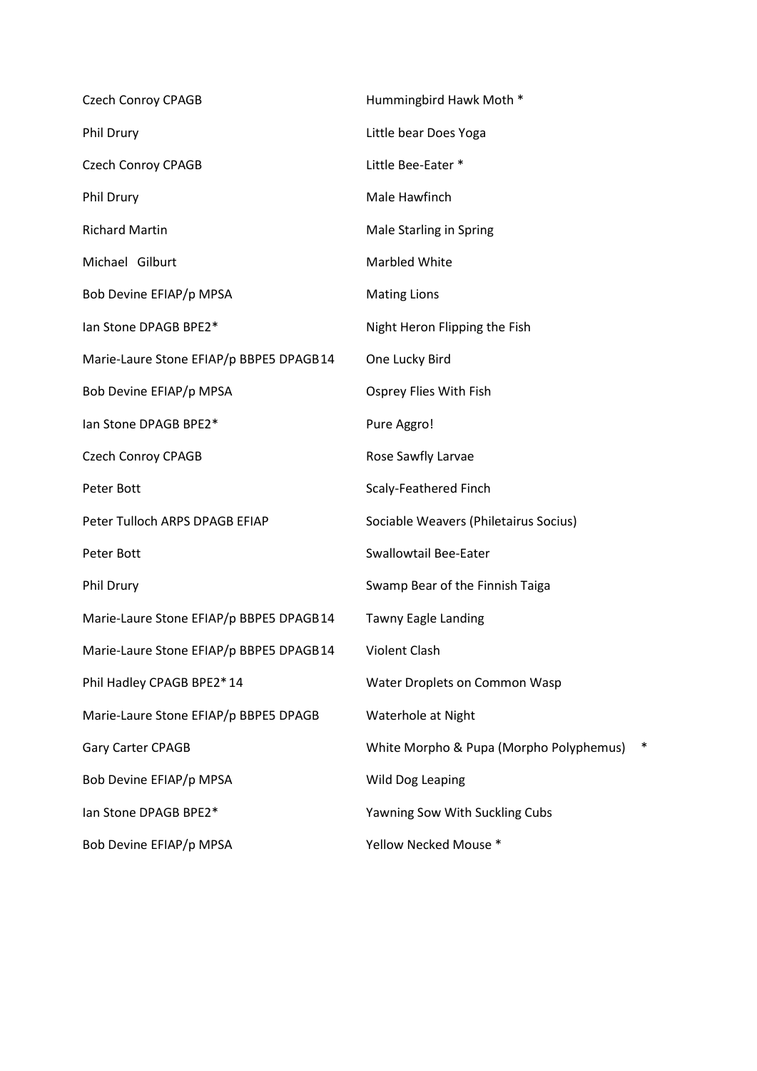| | |
|---|---|
| Czech Conroy CPAGB | Hummingbird Hawk Moth * |
| Phil Drury | Little bear Does Yoga |
| Czech Conroy CPAGB | Little Bee-Eater * |
| Phil Drury | Male Hawfinch |
| Richard Martin | Male Starling in Spring |
| Michael Gilburt | Marbled White |
| Bob Devine EFIAP/p MPSA | Mating Lions |
| Ian Stone DPAGB BPE2* | Night Heron Flipping the Fish |
| Marie-Laure Stone EFIAP/p BBPE5 DPAGB14 | One Lucky Bird |
| Bob Devine EFIAP/p MPSA | Osprey Flies With Fish |
| Ian Stone DPAGB BPE2* | Pure Aggro! |
| Czech Conroy CPAGB | Rose Sawfly Larvae |
| Peter Bott | Scaly-Feathered Finch |
| Peter Tulloch ARPS DPAGB EFIAP | Sociable Weavers (Philetairus Socius) |
| Peter Bott | Swallowtail Bee-Eater |
| Phil Drury | Swamp Bear of the Finnish Taiga |
| Marie-Laure Stone EFIAP/p BBPE5 DPAGB14 | Tawny Eagle Landing |
| Marie-Laure Stone EFIAP/p BBPE5 DPAGB14 | Violent Clash |
| Phil Hadley CPAGB BPE2*14 | Water Droplets on Common Wasp |
| Marie-Laure Stone EFIAP/p BBPE5 DPAGB | Waterhole at Night |
| Gary Carter CPAGB | White Morpho & Pupa (Morpho Polyphemus) * |
| Bob Devine EFIAP/p MPSA | Wild Dog Leaping |
| Ian Stone DPAGB BPE2* | Yawning Sow With Suckling Cubs |
| Bob Devine EFIAP/p MPSA | Yellow Necked Mouse * |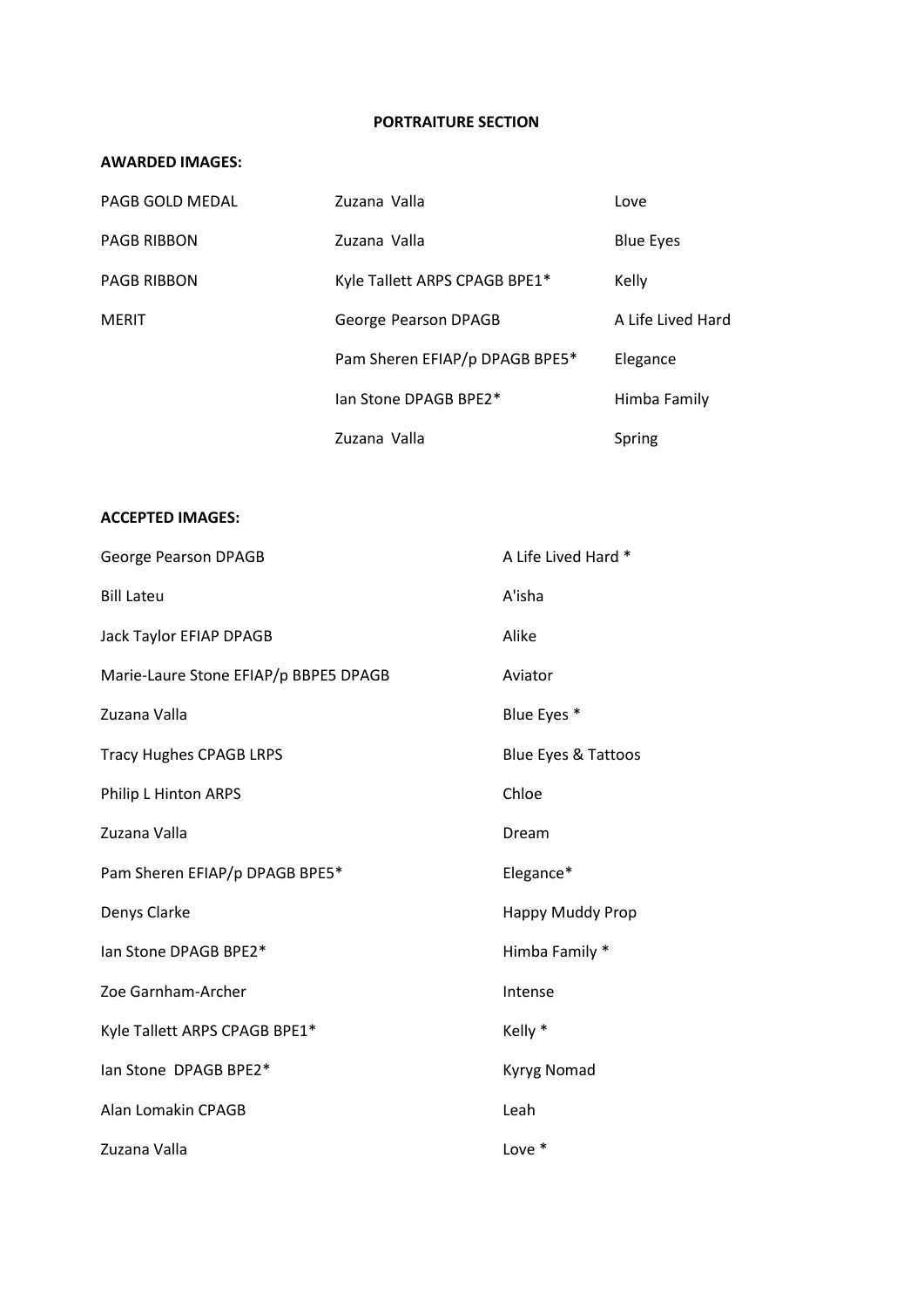## PORTRAITURE SECTION

**AWARDED IMAGES:**

| | | |
|---|---|---|
| PAGB GOLD MEDAL | Zuzana Valla | Love |
| PAGB RIBBON | Zuzana Valla | Blue Eyes |
| PAGB RIBBON | Kyle Tallett ARPS CPAGB BPE1* | Kelly |
| MERIT | George Pearson DPAGB | A Life Lived Hard |
| | Pam Sheren EFIAP/p DPAGB BPE5* | Elegance |
| | Ian Stone DPAGB BPE2* | Himba Family |
| | Zuzana Valla | Spring |

**ACCEPTED IMAGES:**

| | |
|---|---|
| George Pearson DPAGB | A Life Lived Hard * |
| Bill Lateu | A'isha |
| Jack Taylor EFIAP DPAGB | Alike |
| Marie-Laure Stone EFIAP/p BBPE5 DPAGB | Aviator |
| Zuzana Valla | Blue Eyes * |
| Tracy Hughes CPAGB LRPS | Blue Eyes & Tattoos |
| Philip L Hinton ARPS | Chloe |
| Zuzana Valla | Dream |
| Pam Sheren EFIAP/p DPAGB BPE5* | Elegance* |
| Denys Clarke | Happy Muddy Prop |
| Ian Stone DPAGB BPE2* | Himba Family * |
| Zoe Garnham-Archer | Intense |
| Kyle Tallett ARPS CPAGB BPE1* | Kelly * |
| Ian Stone DPAGB BPE2* | Kyryg Nomad |
| Alan Lomakin CPAGB | Leah |
| Zuzana Valla | Love * |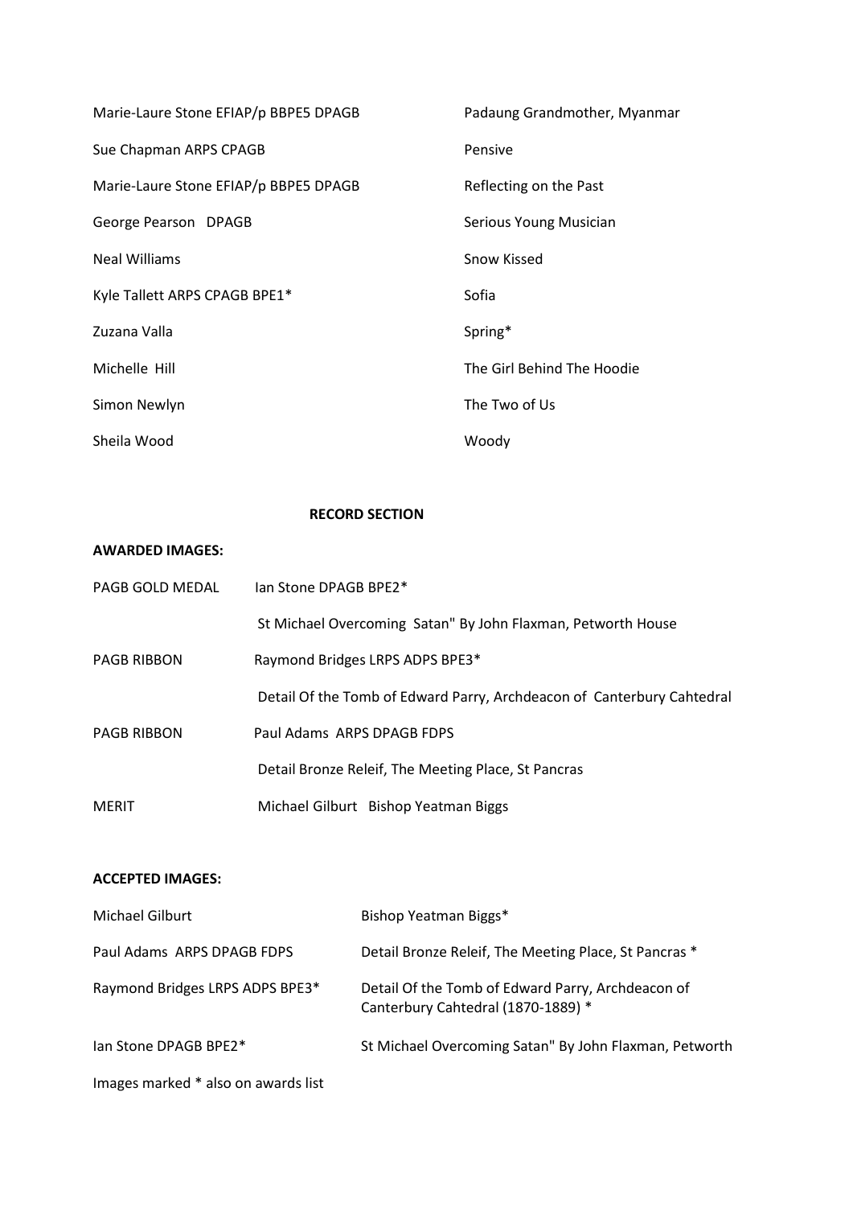| | |
|---|---|
| Marie-Laure Stone EFIAP/p BBPE5 DPAGB | Padaung Grandmother, Myanmar |
| Sue Chapman ARPS CPAGB | Pensive |
| Marie-Laure Stone EFIAP/p BBPE5 DPAGB | Reflecting on the Past |
| George Pearson DPAGB | Serious Young Musician |
| Neal Williams | Snow Kissed |
| Kyle Tallett ARPS CPAGB BPE1* | Sofia |
| Zuzana Valla | Spring* |
| Michelle Hill | The Girl Behind The Hoodie |
| Simon Newlyn | The Two of Us |
| Sheila Wood | Woody |

## RECORD SECTION

**AWARDED IMAGES:**

| | |
|---|---|
| PAGB GOLD MEDAL | Ian Stone DPAGB BPE2* |
| | St Michael Overcoming Satan" By John Flaxman, Petworth House |
| PAGB RIBBON | Raymond Bridges LRPS ADPS BPE3* |
| | Detail Of the Tomb of Edward Parry, Archdeacon of Canterbury Cahtedral |
| PAGB RIBBON | Paul Adams ARPS DPAGB FDPS |
| | Detail Bronze Releif, The Meeting Place, St Pancras |
| MERIT | Michael Gilburt Bishop Yeatman Biggs |

**ACCEPTED IMAGES:**

| | |
|---|---|
| Michael Gilburt | Bishop Yeatman Biggs* |
| Paul Adams ARPS DPAGB FDPS | Detail Bronze Releif, The Meeting Place, St Pancras * |
| Raymond Bridges LRPS ADPS BPE3* | Detail Of the Tomb of Edward Parry, Archdeacon of Canterbury Cahtedral (1870-1889) * |
| Ian Stone DPAGB BPE2* | St Michael Overcoming Satan" By John Flaxman, Petworth |

Images marked * also on awards list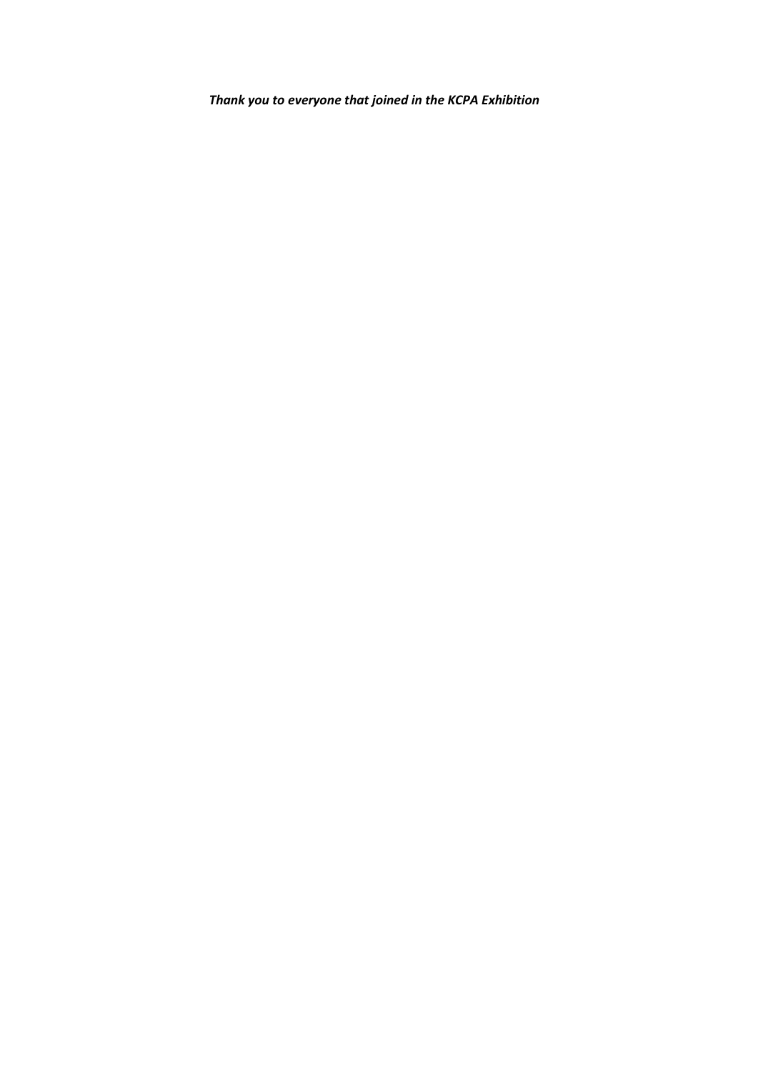***Thank you to everyone that joined in the KCPA Exhibition***